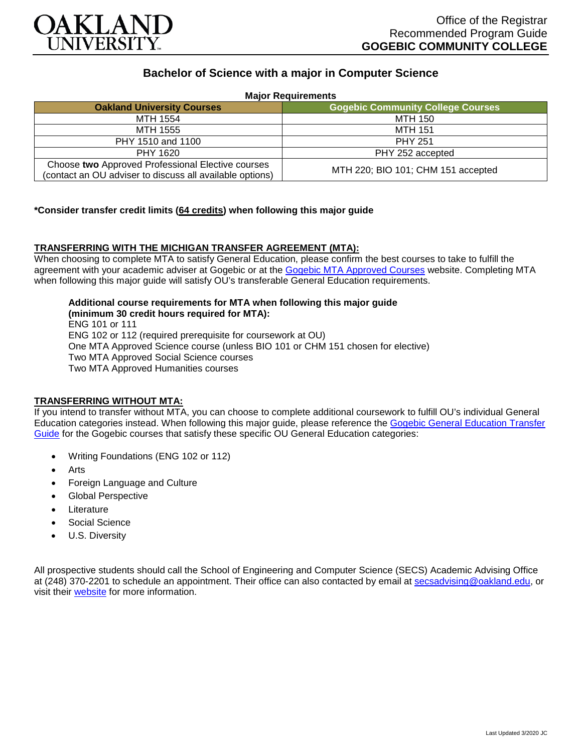OAKLAND UNIVERSITY

Office of the Registrar
Recommended Program Guide
**GOGEBIC COMMUNITY COLLEGE**

# Bachelor of Science with a major in Computer Science

**Major Requirements**

| Oakland University Courses | Gogebic Community College Courses |
|---|---|
| MTH 1554 | MTH 150 |
| MTH 1555 | MTH 151 |
| PHY 1510 and 1100 | PHY 251 |
| PHY 1620 | PHY 252 accepted |
| Choose **two** Approved Professional Elective courses (contact an OU adviser to discuss all available options) | MTH 220; BIO 101; CHM 151 accepted |

**\*Consider transfer credit limits (64 credits) when following this major guide**

## TRANSFERRING WITH THE MICHIGAN TRANSFER AGREEMENT (MTA):

When choosing to complete MTA to satisfy General Education, please confirm the best courses to take to fulfill the agreement with your academic adviser at Gogebic or at the Gogebic MTA Approved Courses website. Completing MTA when following this major guide will satisfy OU's transferable General Education requirements.

**Additional course requirements for MTA when following this major guide (minimum 30 credit hours required for MTA):**
ENG 101 or 111
ENG 102 or 112 (required prerequisite for coursework at OU)
One MTA Approved Science course (unless BIO 101 or CHM 151 chosen for elective)
Two MTA Approved Social Science courses
Two MTA Approved Humanities courses

## TRANSFERRING WITHOUT MTA:

If you intend to transfer without MTA, you can choose to complete additional coursework to fulfill OU's individual General Education categories instead. When following this major guide, please reference the Gogebic General Education Transfer Guide for the Gogebic courses that satisfy these specific OU General Education categories:

- Writing Foundations (ENG 102 or 112)
- Arts
- Foreign Language and Culture
- Global Perspective
- Literature
- Social Science
- U.S. Diversity

All prospective students should call the School of Engineering and Computer Science (SECS) Academic Advising Office at (248) 370-2201 to schedule an appointment. Their office can also contacted by email at secsadvising@oakland.edu, or visit their website for more information.

Last Updated 3/2020 JC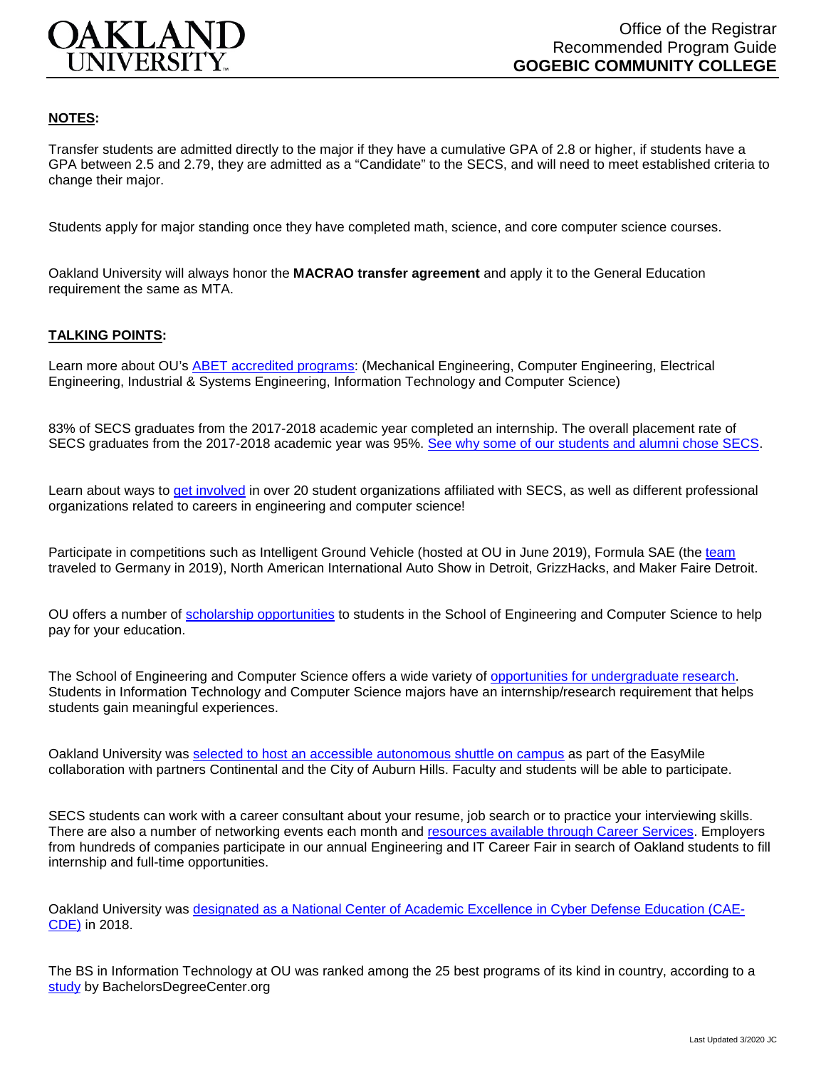**NOTES:**

Transfer students are admitted directly to the major if they have a cumulative GPA of 2.8 or higher, if students have a GPA between 2.5 and 2.79, they are admitted as a "Candidate" to the SECS, and will need to meet established criteria to change their major.

Students apply for major standing once they have completed math, science, and core computer science courses.

Oakland University will always honor the **MACRAO transfer agreement** and apply it to the General Education requirement the same as MTA.

**TALKING POINTS:**

Learn more about OU's ABET accredited programs: (Mechanical Engineering, Computer Engineering, Electrical Engineering, Industrial & Systems Engineering, Information Technology and Computer Science)

83% of SECS graduates from the 2017-2018 academic year completed an internship. The overall placement rate of SECS graduates from the 2017-2018 academic year was 95%. See why some of our students and alumni chose SECS.

Learn about ways to get involved in over 20 student organizations affiliated with SECS, as well as different professional organizations related to careers in engineering and computer science!

Participate in competitions such as Intelligent Ground Vehicle (hosted at OU in June 2019), Formula SAE (the team traveled to Germany in 2019), North American International Auto Show in Detroit, GrizzHacks, and Maker Faire Detroit.

OU offers a number of scholarship opportunities to students in the School of Engineering and Computer Science to help pay for your education.

The School of Engineering and Computer Science offers a wide variety of opportunities for undergraduate research. Students in Information Technology and Computer Science majors have an internship/research requirement that helps students gain meaningful experiences.

Oakland University was selected to host an accessible autonomous shuttle on campus as part of the EasyMile collaboration with partners Continental and the City of Auburn Hills. Faculty and students will be able to participate.

SECS students can work with a career consultant about your resume, job search or to practice your interviewing skills. There are also a number of networking events each month and resources available through Career Services. Employers from hundreds of companies participate in our annual Engineering and IT Career Fair in search of Oakland students to fill internship and full-time opportunities.

Oakland University was designated as a National Center of Academic Excellence in Cyber Defense Education (CAE-CDE) in 2018.

The BS in Information Technology at OU was ranked among the 25 best programs of its kind in country, according to a study by BachelorsDegreeCenter.org

Last Updated 3/2020 JC